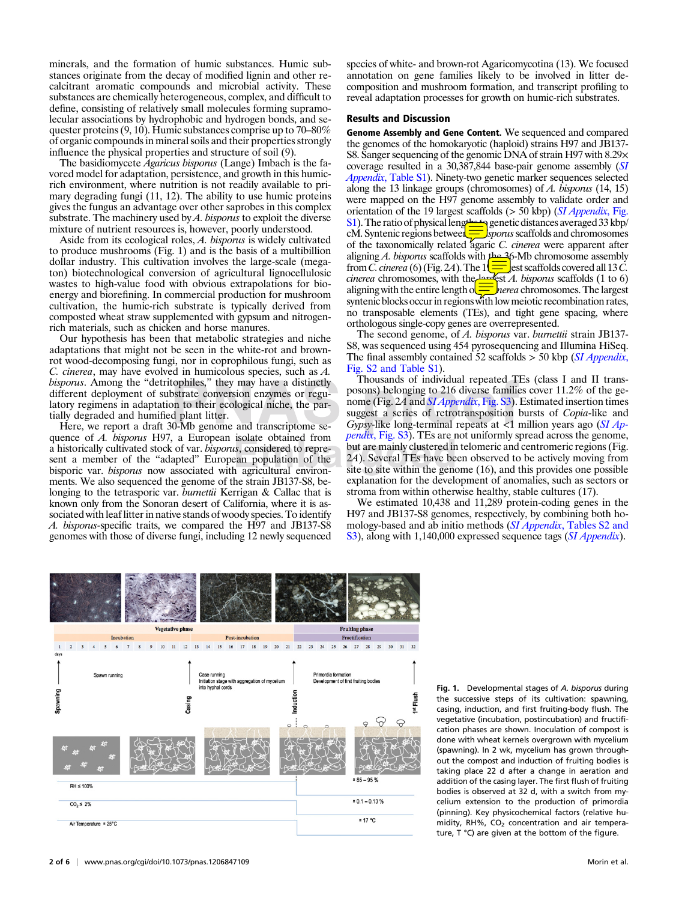minerals, and the formation of humic substances. Humic substances originate from the decay of modified lignin and other recalcitrant aromatic compounds and microbial activity. These substances are chemically heterogeneous, complex, and difficult to define, consisting of relatively small molecules forming supramolecular associations by hydrophobic and hydrogen bonds, and sequester proteins (9, 10). Humic substances comprise up to 70–80% of organic compounds in mineral soils and their properties strongly influence the physical properties and structure of soil (9).

The basidiomycete *Agaricus bisporus* (Lange) Imbach is the favored model for adaptation, persistence, and growth in this humic-rich environment, where nutrition is not readily available to primary degrading fungi (11, 12). The ability to use humic proteins gives the fungus an advantage over other saprobes in this complex substrate. The machinery used by *A. bisporus* to exploit the diverse mixture of nutrient resources is, however, poorly understood.

Aside from its ecological roles, *A. bisporus* is widely cultivated to produce mushrooms (Fig. 1) and is the basis of a multibillion dollar industry. This cultivation involves the large-scale (megaton) biotechnological conversion of agricultural lignocellulosic wastes to high-value food with obvious extrapolations for bioenergy and biorefining. In commercial production for mushroom cultivation, the humic-rich substrate is typically derived from composted wheat straw supplemented with gypsum and nitrogen-rich materials, such as chicken and horse manures.

Our hypothesis has been that metabolic strategies and niche adaptations that might not be seen in the white-rot and brown-rot wood-decomposing fungi, nor in coprophilous fungi, such as *C. cinerea*, may have evolved in humicolous species, such as *A. bisporus*. Among the "detritophiles," they may have a distinctly different deployment of substrate conversion enzymes or regulatory regimens in adaptation to their ecological niche, the partially degraded and humified plant litter.

Here, we report a draft 30-Mb genome and transcriptome sequence of *A. bisporus* H97, a European isolate obtained from a historically cultivated stock of var. *bisporus*, considered to represent a member of the "adapted" European population of the bisporic var. *bisporus* now associated with agricultural environments. We also sequenced the genome of the strain JB137-S8, belonging to the tetrasporic var. *burnettii* Kerrigan & Callac that is known only from the Sonoran desert of California, where it is associated with leaf litter in native stands of woody species. To identify *A. bisporus*-specific traits, we compared the H97 and JB137-S8 genomes with those of diverse fungi, including 12 newly sequenced species of white- and brown-rot Agaricomycotina (13). We focused annotation on gene families likely to be involved in litter decomposition and mushroom formation, and transcript profiling to reveal adaptation processes for growth on humic-rich substrates.

## Results and Discussion

**Genome Assembly and Gene Content.** We sequenced and compared the genomes of the homokaryotic (haploid) strains H97 and JB137-S8. Sanger sequencing of the genomic DNA of strain H97 with 8.29× coverage resulted in a 30,387,844 base-pair genome assembly (*SI Appendix*, Table S1). Ninety-two genetic marker sequences selected along the 13 linkage groups (chromosomes) of *A. bisporus* (14, 15) were mapped on the H97 genome assembly to validate order and orientation of the 19 largest scaffolds (> 50 kbp) (*SI Appendix*, Fig. S1). The ratio of physical length to genetic distances averaged 33 kbp/cM. Syntenic regions between *A. bisporus* scaffolds and chromosomes of the taxonomically related agaric *C. cinerea* were apparent after aligning *A. bisporus* scaffolds with the 36-Mb chromosome assembly from *C. cinerea* (6) (Fig. 2*A*). The 19 largest scaffolds covered all 13 *C. cinerea* chromosomes, with the largest *A. bisporus* scaffolds (1 to 6) aligning with the entire length of *C. cinerea* chromosomes. The largest syntenic blocks occur in regions with low meiotic recombination rates, no transposable elements (TEs), and tight gene spacing, where orthologous single-copy genes are overrepresented.

The second genome, of *A. bisporus* var. *burnettii* strain JB137-S8, was sequenced using 454 pyrosequencing and Illumina HiSeq. The final assembly contained 52 scaffolds > 50 kbp (*SI Appendix*, Fig. S2 and Table S1).

Thousands of individual repeated TEs (class I and II transposons) belonging to 216 diverse families cover 11.2% of the genome (Fig. 2*A* and *SI Appendix*, Fig. S3). Estimated insertion times suggest a series of retrotransposition bursts of *Copia*-like and *Gypsy*-like long-terminal repeats at <1 million years ago (*SI Appendix*, Fig. S3). TEs are not uniformly spread across the genome, but are mainly clustered in telomeric and centromeric regions (Fig. 2*A*). Several TEs have been observed to be actively moving from site to site within the genome (16), and this provides one possible explanation for the development of anomalies, such as sectors or stroma from within otherwise healthy, stable cultures (17).

We estimated 10,438 and 11,289 protein-coding genes in the H97 and JB137-S8 genomes, respectively, by combining both homology-based and ab initio methods (*SI Appendix*, Tables S2 and S3), along with 1,140,000 expressed sequence tags (*SI Appendix*).

**Fig. 1.** Developmental stages of *A. bisporus* during the successive steps of its cultivation: spawning, casing, induction, and first fruiting-body flush. The vegetative (incubation, postincubation) and fructification phases are shown. Inoculation of compost is done with wheat kernels overgrown with mycelium (spawning). In 2 wk, mycelium has grown throughout the compost and induction of fruiting bodies is taking place 22 d after a change in aeration and addition of the casing layer. The first flush of fruiting bodies is observed at 32 d, with a switch from mycelium extension to the production of primordia (pinning). Key physicochemical factors (relative humidity, RH%, $CO_2$ concentration and air temperature, T °C) are given at the bottom of the figure.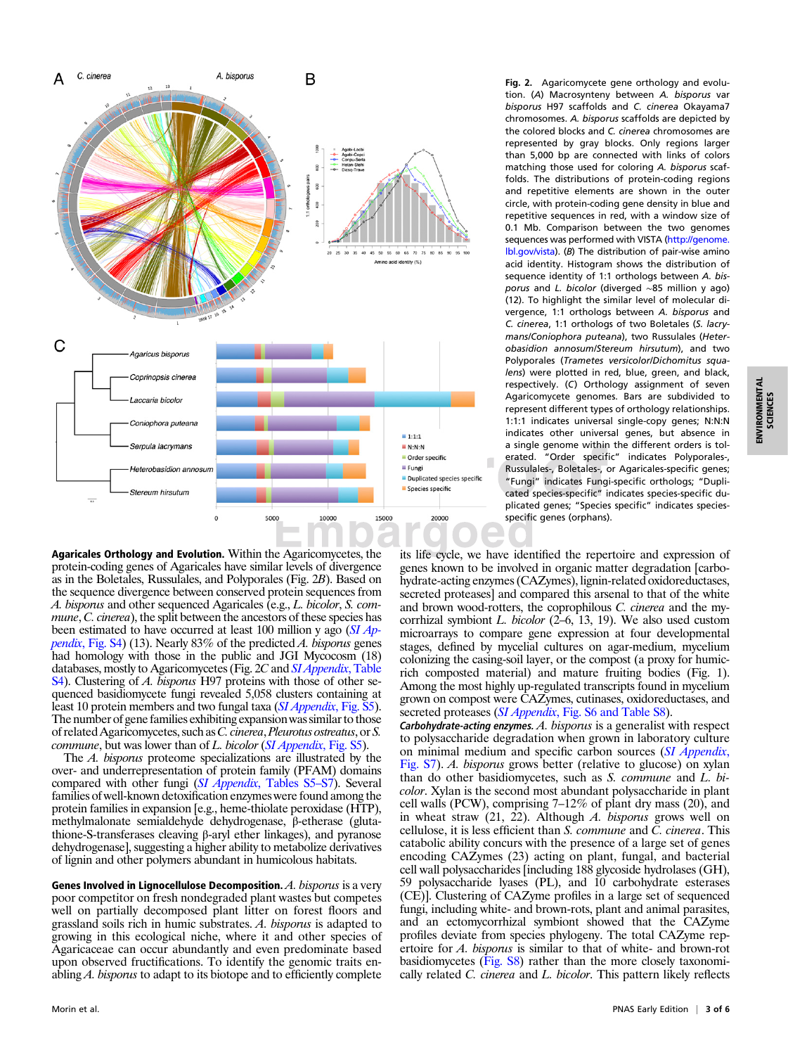**Fig. 2.** Agaricomycete gene orthology and evolution. (*A*) Macrosynteny between *A. bisporus* var *bisporus* H97 scaffolds and *C. cinerea* Okayama7 chromosomes. *A. bisporus* scaffolds are depicted by the colored blocks and *C. cinerea* chromosomes are represented by gray blocks. Only regions larger than 5,000 bp are connected with links of colors matching those used for coloring *A. bisporus* scaffolds. The distributions of protein-coding regions and repetitive elements are shown in the outer circle, with protein-coding gene density in blue and repetitive sequences in red, with a window size of 0.1 Mb. Comparison between the two genomes sequences was performed with VISTA (http://genome.lbl.gov/vista). (*B*) The distribution of pair-wise amino acid identity. Histogram shows the distribution of sequence identity of 1:1 orthologs between *A. bisporus* and *L. bicolor* (diverged ~85 million y ago) (12). To highlight the similar level of molecular divergence, 1:1 orthologs between *A. bisporus* and *C. cinerea*, 1:1 orthologs of two Boletales (*S. lacrymans*/*Coniophora puteana*), two Russulales (*Heterobasidion annosum*/*Stereum hirsutum*), and two Polyporales (*Trametes versicolor*/*Dichomitus squalens*) were plotted in red, blue, green, and black, respectively. (*C*) Orthology assignment of seven Agaricomycete genomes. Bars are subdivided to represent different types of orthology relationships. 1:1:1 indicates universal single-copy genes; N:N:N indicates other universal genes, but absence in a single genome within the different orders is tolerated. "Order specific" indicates Polyporales-, Russulales-, Boletales-, or Agaricales-specific genes; "Fungi" indicates Fungi-specific orthologs; "Duplicated species specific" indicates species-specific duplicated genes; "Species specific" indicates species-specific genes (orphans).

**Agaricales Orthology and Evolution.** Within the Agaricomycetes, the protein-coding genes of Agaricales have similar levels of divergence as in the Boletales, Russulales, and Polyporales (Fig. 2*B*). Based on the sequence divergence between conserved protein sequences from *A. bisporus* and other sequenced Agaricales (e.g., *L. bicolor*, *S. commune*, *C. cinerea*), the split between the ancestors of these species has been estimated to have occurred at least 100 million y ago (*SI Appendix*, Fig. S4) (13). Nearly 83% of the predicted *A. bisporus* genes had homology with those in the public and JGI Mycocosm (18) databases, mostly to Agaricomycetes (Fig. 2*C* and *SI Appendix*, Table S4). Clustering of *A. bisporus* H97 proteins with those of other sequenced basidiomycete fungi revealed 5,058 clusters containing at least 10 protein members and two fungal taxa (*SI Appendix*, Fig. S5). The number of gene families exhibiting expansion was similar to those of related Agaricomycetes, such as *C. cinerea*, *Pleurotus ostreatus*, or *S. commune*, but was lower than of *L. bicolor* (*SI Appendix*, Fig. S5).

The *A. bisporus* proteome specializations are illustrated by the over- and underrepresentation of protein family (PFAM) domains compared with other fungi (*SI Appendix*, Tables S5–S7). Several families of well-known detoxification enzymes were found among the protein families in expansion [e.g., heme-thiolate peroxidase (HTP), methylmalonate semialdehyde dehydrogenase, β-etherase (glutathione-S-transferases cleaving β-aryl ether linkages), and pyranose dehydrogenase], suggesting a higher ability to metabolize derivatives of lignin and other polymers abundant in humicolous habitats.

**Genes Involved in Lignocellulose Decomposition.** *A. bisporus* is a very poor competitor on fresh nondegraded plant wastes but competes well on partially decomposed plant litter on forest floors and grassland soils rich in humic substrates. *A. bisporus* is adapted to growing in this ecological niche, where it and other species of Agaricaceae can occur abundantly and even predominate based upon observed fructifications. To identify the genomic traits enabling *A. bisporus* to adapt to its biotope and to efficiently complete its life cycle, we have identified the repertoire and expression of genes known to be involved in organic matter degradation [carbohydrate-acting enzymes (CAZymes), lignin-related oxidoreductases, secreted proteases] and compared this arsenal to that of the white and brown wood-rotters, the coprophilous *C. cinerea* and the mycorrhizal symbiont *L. bicolor* (2–6, 13, 19). We also used custom microarrays to compare gene expression at four developmental stages, defined by mycelial cultures on agar-medium, mycelium colonizing the casing-soil layer, or the compost (a proxy for humic-rich composted material) and mature fruiting bodies (Fig. 1). Among the most highly up-regulated transcripts found in mycelium grown on compost were CAZymes, cutinases, oxidoreductases, and secreted proteases (*SI Appendix*, Fig. S6 and Table S8).

***Carbohydrate-acting enzymes.*** *A. bisporus* is a generalist with respect to polysaccharide degradation when grown in laboratory culture on minimal medium and specific carbon sources (*SI Appendix*, Fig. S7). *A. bisporus* grows better (relative to glucose) on xylan than do other basidiomycetes, such as *S. commune* and *L. bicolor*. Xylan is the second most abundant polysaccharide in plant cell walls (PCW), comprising 7–12% of plant dry mass (20), and in wheat straw (21, 22). Although *A. bisporus* grows well on cellulose, it is less efficient than *S. commune* and *C. cinerea*. This catabolic ability concurs with the presence of a large set of genes encoding CAZymes (23) acting on plant, fungal, and bacterial cell wall polysaccharides [including 188 glycoside hydrolases (GH), 59 polysaccharide lyases (PL), and 10 carbohydrate esterases (CE)]. Clustering of CAZyme profiles in a large set of sequenced fungi, including white- and brown-rots, plant and animal parasites, and an ectomycorrhizal symbiont showed that the CAZyme profiles deviate from species phylogeny. The total CAZyme repertoire for *A. bisporus* is similar to that of white- and brown-rot basidiomycetes (Fig. S8) rather than the more closely taxonomically related *C. cinerea* and *L. bicolor*. This pattern likely reflects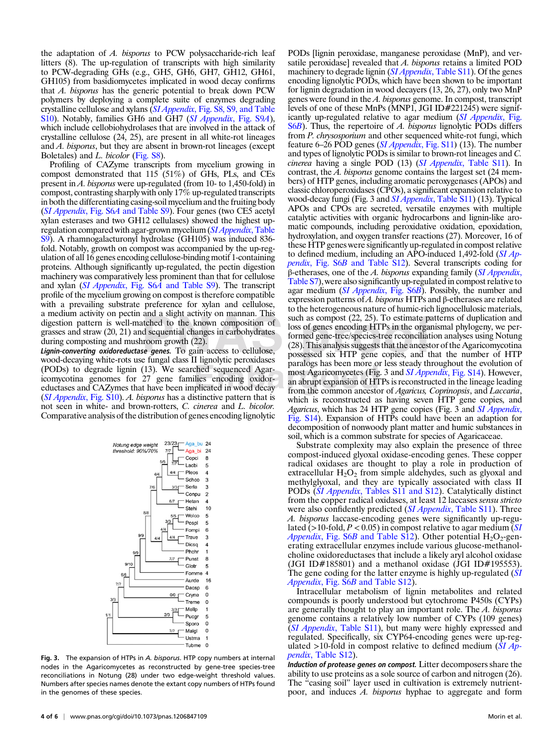the adaptation of *A. bisporus* to PCW polysaccharide-rich leaf litters (8). The up-regulation of transcripts with high similarity to PCW-degrading GHs (e.g., GH5, GH6, GH7, GH12, GH61, GH105) from basidiomycetes implicated in wood decay confirms that *A. bisporus* has the generic potential to break down PCW polymers by deploying a complete suite of enzymes degrading crystalline cellulose and xylans (*SI Appendix*, Fig. S8, S9, and Table S10). Notably, families GH6 and GH7 (*SI Appendix*, Fig. S9*A*), which include cellobiohydrolases that are involved in the attack of crystalline cellulose (24, 25), are present in all white-rot lineages and *A. bisporus*, but they are absent in brown-rot lineages (except Boletales) and *L. bicolor* (Fig. S8).

Profiling of CAZyme transcripts from mycelium growing in compost demonstrated that 115 (51%) of GHs, PLs, and CEs present in *A. bisporus* were up-regulated (from 10- to 1,450-fold) in compost, contrasting sharply with only 17% up-regulated transcripts in both the differentiating casing-soil mycelium and the fruiting body (*SI Appendix*, Fig. S6*A* and Table S9). Four genes (two CE5 acetyl xylan esterases and two GH12 cellulases) showed the highest up-regulation compared with agar-grown mycelium (*SI Appendix*, Table S9). A rhamnogalacturonyl hydrolase (GH105) was induced 836-fold. Notably, growth on compost was accompanied by the up-regulation of all 16 genes encoding cellulose-binding motif 1-containing proteins. Although significantly up-regulated, the pectin digestion machinery was comparatively less prominent than that for cellulose and xylan (*SI Appendix*, Fig. S6*A* and Table S9). The transcript profile of the mycelium growing on compost is therefore compatible with a prevailing substrate preference for xylan and cellulose, a medium activity on pectin and a slight activity on mannan. This digestion pattern is well-matched to the known composition of grasses and straw (20, 21) and sequential changes in carbohydrates during composting and mushroom growth (22).

***Lignin-converting oxidoreductase genes.*** To gain access to cellulose, wood-decaying white-rots use fungal class II lignolytic peroxidases (PODs) to degrade lignin (13). We searched sequenced Agaricomycotina genomes for 27 gene families encoding oxidoreductases and CAZymes that have been implicated in wood decay (*SI Appendix*, Fig. S10). *A. bisporus* has a distinctive pattern that is not seen in white- and brown-rotters, *C. cinerea* and *L. bicolor*. Comparative analysis of the distribution of genes encoding lignolytic PODs [lignin peroxidase, manganese peroxidase (MnP), and versatile peroxidase] revealed that *A. bisporus* retains a limited POD machinery to degrade lignin (*SI Appendix*, Table S11). Of the genes encoding lignolytic PODs, which have been shown to be important for lignin degradation in wood decayers (13, 26, 27), only two MnP genes were found in the *A. bisporus* genome. In compost, transcript levels of one of these MnPs (MNP1, JGI ID#221245) were significantly up-regulated relative to agar medium (*SI Appendix*, Fig. S6*B*). Thus, the repertoire of *A. bisporus* lignolytic PODs differs from *P. chrysosporium* and other sequenced white-rot fungi, which feature 6–26 POD genes (*SI Appendix*, Fig. S11) (13). The number and types of lignolytic PODs is similar to brown-rot lineages and *C. cinerea* having a single POD (13) (*SI Appendix*, Table S11). In contrast, the *A. bisporus* genome contains the largest set (24 members) of HTP genes, including aromatic peroxygenases (APOs) and classic chloroperoxidases (CPOs), a significant expansion relative to wood-decay fungi (Fig. 3 and *SI Appendix*, Table S11) (13). Typical APOs and CPOs are secreted, versatile enzymes with multiple catalytic activities with organic hydrocarbons and lignin-like aromatic compounds, including peroxidative oxidation, epoxidation, hydroxylation, and oxygen transfer reactions (27). Moreover, 16 of these HTP genes were significantly up-regulated in compost relative to defined medium, including an APO-induced 1,492-fold (*SI Appendix*, Fig. S6*B* and Table S12). Several transcripts coding for β-etherases, one of the *A. bisporus* expanding family (*SI Appendix*, Table S7), were also significantly up-regulated in compost relative to agar medium (*SI Appendix*, Fig. S6*B*). Possibly, the number and expression patterns of *A. bisporus* HTPs and β-etherases are related to the heterogeneous nature of humic-rich lignocellulosic materials, such as compost (22, 25). To estimate patterns of duplication and loss of genes encoding HTPs in the organismal phylogeny, we performed gene-tree/species-tree reconciliation analyses using Notung (28). This analysis suggests that the ancestor of the Agaricomycotina possessed six HTP gene copies, and that the number of HTP paralogs has been more or less steady throughout the evolution of most Agaricomycetes (Fig. 3 and *SI Appendix*, Fig. S14). However, an abrupt expansion of HTPs is reconstructed in the lineage leading from the common ancestor of *Agaricus, Coprinopsis*, and *Laccaria*, which is reconstructed as having seven HTP gene copies, and *Agaricus*, which has 24 HTP gene copies (Fig. 3 and *SI Appendix*, Fig. S14). Expansion of HTPs could have been an adaption for decomposition of nonwoody plant matter and humic substances in soil, which is a common substrate for species of Agaricaceae.

Substrate complexity may also explain the presence of three compost-induced glyoxal oxidase-encoding genes. These copper radical oxidases are thought to play a role in production of extracellular $H_2O_2$ from simple aldehydes, such as glyoxal and methylglyoxal, and they are typically associated with class II PODs (*SI Appendix*, Tables S11 and S12). Catalytically distinct from the copper radical oxidases, at least 12 laccases *sensu stricto* were also confidently predicted (*SI Appendix*, Table S11). Three *A. bisporus* laccase-encoding genes were significantly up-regulated (>10-fold, $P < 0.05$) in compost relative to agar medium (*SI Appendix*, Fig. S6*B* and Table S12). Other potential $H_2O_2$-generating extracellular enzymes include various glucose-methanol-choline oxidoreductases that include a likely aryl alcohol oxidase (JGI ID#185801) and a methanol oxidase (JGI ID#195553). The gene coding for the latter enzyme is highly up-regulated (*SI Appendix*, Fig. S6*B* and Table S12).

Intracellular metabolism of lignin metabolites and related compounds is poorly understood but cytochrome P450s (CYPs) are generally thought to play an important role. The *A. bisporus* genome contains a relatively low number of CYPs (109 genes) (*SI Appendix*, Table S11), but many were highly expressed and regulated. Specifically, six CYP64-encoding genes were up-regulated >10-fold in compost relative to defined medium (*SI Appendix*, Table S12).

***Induction of protease genes on compost.*** Litter decomposers share the ability to use proteins as a sole source of carbon and nitrogen (26). The "casing soil" layer used in cultivation is extremely nutrient-poor, and induces *A. bisporus* hyphae to aggregate and form

**Fig. 3.** The expansion of HTPs in *A. bisporus*. HTP copy numbers at internal nodes in the Agaricomycetes as reconstructed by gene-tree species-tree reconciliations in Notung (28) under two edge-weight threshold values. Numbers after species names denote the extant copy numbers of HTPs found in the genomes of these species.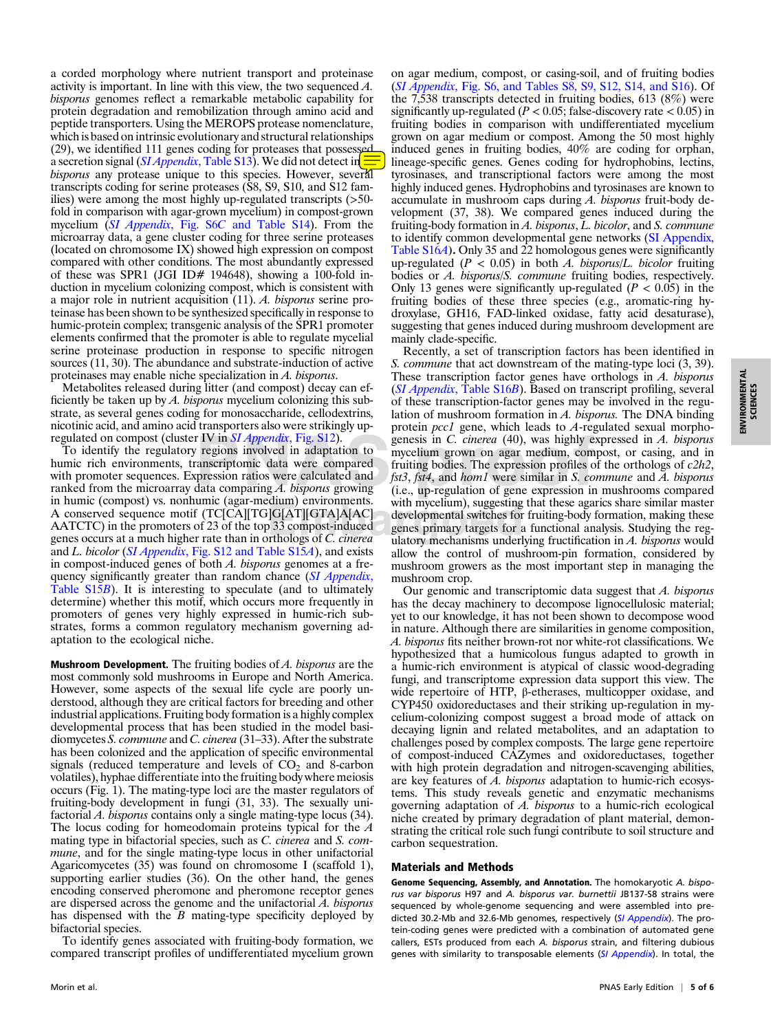a corded morphology where nutrient transport and proteinase activity is important. In line with this view, the two sequenced *A. bisporus* genomes reflect a remarkable metabolic capability for protein degradation and remobilization through amino acid and peptide transporters. Using the MEROPS protease nomenclature, which is based on intrinsic evolutionary and structural relationships (29), we identified 111 genes coding for proteases that possessed a secretion signal (*SI Appendix*, Table S13). We did not detect in *A. bisporus* any protease unique to this species. However, several transcripts coding for serine proteases (S8, S9, S10, and S12 families) were among the most highly up-regulated transcripts (>50-fold in comparison with agar-grown mycelium) in compost-grown mycelium (*SI Appendix*, Fig. S6C and Table S14). From the microarray data, a gene cluster coding for three serine proteases (located on chromosome IX) showed high expression on compost compared with other conditions. The most abundantly expressed of these was SPR1 (JGI ID# 194648), showing a 100-fold induction in mycelium colonizing compost, which is consistent with a major role in nutrient acquisition (11). *A. bisporus* serine proteinase has been shown to be synthesized specifically in response to humic-protein complex; transgenic analysis of the SPR1 promoter elements confirmed that the promoter is able to regulate mycelial serine proteinase production in response to specific nitrogen sources (11, 30). The abundance and substrate-induction of active proteinases may enable niche specialization in *A. bisporus*.

Metabolites released during litter (and compost) decay can efficiently be taken up by *A. bisporus* mycelium colonizing this substrate, as several genes coding for monosaccharide, cellodextrins, nicotinic acid, and amino acid transporters also were strikingly up-regulated on compost (cluster IV in *SI Appendix*, Fig. S12).

To identify the regulatory regions involved in adaptation to humic rich environments, transcriptomic data were compared with promoter sequences. Expression ratios were calculated and ranked from the microarray data comparing *A. bisporus* growing in humic (compost) vs. nonhumic (agar-medium) environments. A conserved sequence motif (TC[CA][TG]G[AT][GTA]A[AC]AATCTC) in the promoters of 23 of the top 33 compost-induced genes occurs at a much higher rate than in orthologs of *C. cinerea* and *L. bicolor* (*SI Appendix*, Fig. S12 and Table S15*A*), and exists in compost-induced genes of both *A. bisporus* genomes at a frequency significantly greater than random chance (*SI Appendix*, Table S15*B*). It is interesting to speculate (and to ultimately determine) whether this motif, which occurs more frequently in promoters of genes very highly expressed in humic-rich substrates, forms a common regulatory mechanism governing adaptation to the ecological niche.

**Mushroom Development.** The fruiting bodies of *A. bisporus* are the most commonly sold mushrooms in Europe and North America. However, some aspects of the sexual life cycle are poorly understood, although they are critical factors for breeding and other industrial applications. Fruiting body formation is a highly complex developmental process that has been studied in the model basidiomycetes *S. commune* and *C. cinerea* (31–33). After the substrate has been colonized and the application of specific environmental signals (reduced temperature and levels of $CO_2$ and 8-carbon volatiles), hyphae differentiate into the fruiting body where meiosis occurs (Fig. 1). The mating-type loci are the master regulators of fruiting-body development in fungi (31, 33). The sexually unifactorial *A. bisporus* contains only a single mating-type locus (34). The locus coding for homeodomain proteins typical for the *A* mating type in bifactorial species, such as *C. cinerea* and *S. commune*, and for the single mating-type locus in other unifactorial Agaricomycetes (35) was found on chromosome I (scaffold 1), supporting earlier studies (36). On the other hand, the genes encoding conserved pheromone and pheromone receptor genes are dispersed across the genome and the unifactorial *A. bisporus* has dispensed with the *B* mating-type specificity deployed by bifactorial species.

To identify genes associated with fruiting-body formation, we compared transcript profiles of undifferentiated mycelium grown on agar medium, compost, or casing-soil, and of fruiting bodies (*SI Appendix*, Fig. S6, and Tables S8, S9, S12, S14, and S16). Of the 7,538 transcripts detected in fruiting bodies, 613 (8%) were significantly up-regulated ($P < 0.05$; false-discovery rate < 0.05) in fruiting bodies in comparison with undifferentiated mycelium grown on agar medium or compost. Among the 50 most highly induced genes in fruiting bodies, 40% are coding for orphan, lineage-specific genes. Genes coding for hydrophobins, lectins, tyrosinases, and transcriptional factors were among the most highly induced genes. Hydrophobins and tyrosinases are known to accumulate in mushroom caps during *A. bisporus* fruit-body development (37, 38). We compared genes induced during the fruiting-body formation in *A. bisporus*, *L. bicolor*, and *S. commune* to identify common developmental gene networks (SI Appendix, Table S16*A*). Only 35 and 22 homologous genes were significantly up-regulated ($P < 0.05$) in both *A. bisporus*/*L. bicolor* fruiting bodies or *A. bisporus*/*S. commune* fruiting bodies, respectively. Only 13 genes were significantly up-regulated ($P < 0.05$) in the fruiting bodies of these three species (e.g., aromatic-ring hydroxylase, GH16, FAD-linked oxidase, fatty acid desaturase), suggesting that genes induced during mushroom development are mainly clade-specific.

Recently, a set of transcription factors has been identified in *S. commune* that act downstream of the mating-type loci (3, 39). These transcription factor genes have orthologs in *A. bisporus* (*SI Appendix*, Table S16*B*). Based on transcript profiling, several of these transcription-factor genes may be involved in the regulation of mushroom formation in *A. bisporus*. The DNA binding protein *pcc1* gene, which leads to *A*-regulated sexual morphogenesis in *C. cinerea* (40), was highly expressed in *A. bisporus* mycelium grown on agar medium, compost, or casing, and in fruiting bodies. The expression profiles of the orthologs of *c2h2*, *fst3*, *fst4*, and *hom1* were similar in *S. commune* and *A. bisporus* (i.e., up-regulation of gene expression in mushrooms compared with mycelium), suggesting that these agarics share similar master developmental switches for fruiting-body formation, making these genes primary targets for a functional analysis. Studying the regulatory mechanisms underlying fructification in *A. bisporus* would allow the control of mushroom-pin formation, considered by mushroom growers as the most important step in managing the mushroom crop.

Our genomic and transcriptomic data suggest that *A. bisporus* has the decay machinery to decompose lignocellulosic material; yet to our knowledge, it has not been shown to decompose wood in nature. Although there are similarities in genome composition, *A. bisporus* fits neither brown-rot nor white-rot classifications. We hypothesized that a humicolous fungus adapted to growth in a humic-rich environment is atypical of classic wood-degrading fungi, and transcriptome expression data support this view. The wide repertoire of HTP, β-etherases, multicopper oxidase, and CYP450 oxidoreductases and their striking up-regulation in mycelium-colonizing compost suggest a broad mode of attack on decaying lignin and related metabolites, and an adaptation to challenges posed by complex composts. The large gene repertoire of compost-induced CAZymes and oxidoreductases, together with high protein degradation and nitrogen-scavenging abilities, are key features of *A. bisporus* adaptation to humic-rich ecosystems. This study reveals genetic and enzymatic mechanisms governing adaptation of *A. bisporus* to a humic-rich ecological niche created by primary degradation of plant material, demonstrating the critical role such fungi contribute to soil structure and carbon sequestration.

## Materials and Methods

**Genome Sequencing, Assembly, and Annotation.** The homokaryotic *A. bisporus var bisporus* H97 and *A. bisporus var. burnettii* JB137-S8 strains were sequenced by whole-genome sequencing and were assembled into predicted 30.2-Mb and 32.6-Mb genomes, respectively (*SI Appendix*). The protein-coding genes were predicted with a combination of automated gene callers, ESTs produced from each *A. bisporus* strain, and filtering dubious genes with similarity to transposable elements (*SI Appendix*). In total, the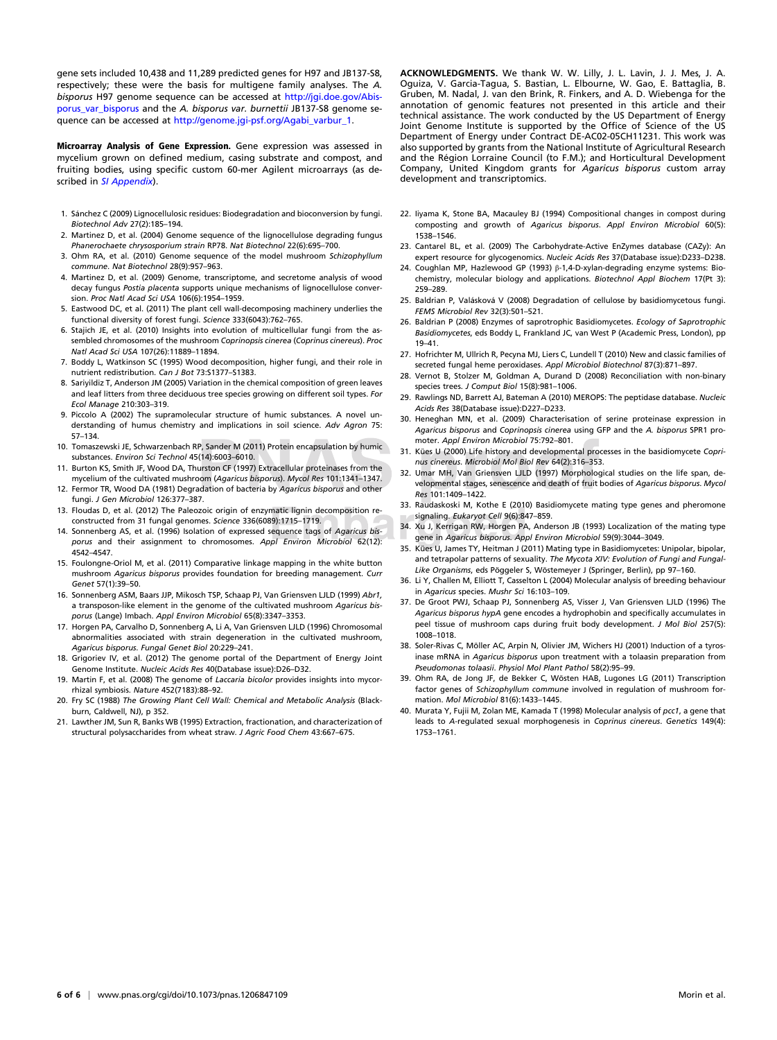gene sets included 10,438 and 11,289 predicted genes for H97 and JB137-S8, respectively; these were the basis for multigene family analyses. The *A. bisporus* H97 genome sequence can be accessed at http://jgi.doe.gov/Abisporus_var_bisporus and the *A. bisporus var. burnettii* JB137-S8 genome sequence can be accessed at http://genome.jgi-psf.org/Agabi_varbur_1.

**Microarray Analysis of Gene Expression.** Gene expression was assessed in mycelium grown on defined medium, casing substrate and compost, and fruiting bodies, using specific custom 60-mer Agilent microarrays (as described in *SI Appendix*).

**ACKNOWLEDGMENTS.** We thank W. W. Lilly, J. L. Lavin, J. J. Mes, J. A. Oguiza, V. Garcia-Tagua, S. Bastian, L. Elbourne, W. Gao, E. Battaglia, B. Gruben, M. Nadal, J. van den Brink, R. Finkers, and A. D. Wiebenga for the annotation of genomic features not presented in this article and their technical assistance. The work conducted by the US Department of Energy Joint Genome Institute is supported by the Office of Science of the US Department of Energy under Contract DE-AC02-05CH11231. This work was also supported by grants from the National Institute of Agricultural Research and the Région Lorraine Council (to F.M.); and Horticultural Development Company, United Kingdom grants for *Agaricus bisporus* custom array development and transcriptomics.

1. Sánchez C (2009) Lignocellulosic residues: Biodegradation and bioconversion by fungi. *Biotechnol Adv* 27(2):185–194.
2. Martinez D, et al. (2004) Genome sequence of the lignocellulose degrading fungus *Phanerochaete chrysosporium strain* RP78. *Nat Biotechnol* 22(6):695–700.
3. Ohm RA, et al. (2010) Genome sequence of the model mushroom *Schizophyllum commune*. *Nat Biotechnol* 28(9):957–963.
4. Martinez D, et al. (2009) Genome, transcriptome, and secretome analysis of wood decay fungus *Postia placenta* supports unique mechanisms of lignocellulose conversion. *Proc Natl Acad Sci USA* 106(6):1954–1959.
5. Eastwood DC, et al. (2011) The plant cell wall-decomposing machinery underlies the functional diversity of forest fungi. *Science* 333(6043):762–765.
6. Stajich JE, et al. (2010) Insights into evolution of multicellular fungi from the assembled chromosomes of the mushroom *Coprinopsis cinerea* (*Coprinus cinereus*). *Proc Natl Acad Sci USA* 107(26):11889–11894.
7. Boddy L, Watkinson SC (1995) Wood decomposition, higher fungi, and their role in nutrient redistribution. *Can J Bot* 73:S1377–S1383.
8. Sariyildiz T, Anderson JM (2005) Variation in the chemical composition of green leaves and leaf litters from three deciduous tree species growing on different soil types. *For Ecol Manage* 210:303–319.
9. Piccolo A (2002) The supramolecular structure of humic substances. A novel understanding of humus chemistry and implications in soil science. *Adv Agron* 75: 57–134.
10. Tomaszewski JE, Schwarzenbach RP, Sander M (2011) Protein encapsulation by humic substances. *Environ Sci Technol* 45(14):6003–6010.
11. Burton KS, Smith JF, Wood DA, Thurston CF (1997) Extracellular proteinases from the mycelium of the cultivated mushroom (*Agaricus bisporus*). *Mycol Res* 101:1341–1347.
12. Fermor TR, Wood DA (1981) Degradation of bacteria by *Agaricus bisporus* and other fungi. *J Gen Microbiol* 126:377–387.
13. Floudas D, et al. (2012) The Paleozoic origin of enzymatic lignin decomposition reconstructed from 31 fungal genomes. *Science* 336(6089):1715–1719.
14. Sonnenberg AS, et al. (1996) Isolation of expressed sequence tags of *Agaricus bisporus* and their assignment to chromosomes. *Appl Environ Microbiol* 62(12): 4542–4547.
15. Foulongne-Oriol M, et al. (2011) Comparative linkage mapping in the white button mushroom *Agaricus bisporus* provides foundation for breeding management. *Curr Genet* 57(1):39–50.
16. Sonnenberg ASM, Baars JJP, Mikosch TSP, Schaap PJ, Van Griensven LJLD (1999) *Abr1*, a transposon-like element in the genome of the cultivated mushroom *Agaricus bisporus* (Lange) Imbach. *Appl Environ Microbiol* 65(8):3347–3353.
17. Horgen PA, Carvalho D, Sonnenberg A, Li A, Van Griensven LJLD (1996) Chromosomal abnormalities associated with strain degeneration in the cultivated mushroom, *Agaricus bisporus*. *Fungal Genet Biol* 20:229–241.
18. Grigoriev IV, et al. (2012) The genome portal of the Department of Energy Joint Genome Institute. *Nucleic Acids Res* 40(Database issue):D26–D32.
19. Martin F, et al. (2008) The genome of *Laccaria bicolor* provides insights into mycorrhizal symbiosis. *Nature* 452(7183):88–92.
20. Fry SC (1988) *The Growing Plant Cell Wall: Chemical and Metabolic Analysis* (Blackburn, Caldwell, NJ), p 352.
21. Lawther JM, Sun R, Banks WB (1995) Extraction, fractionation, and characterization of structural polysaccharides from wheat straw. *J Agric Food Chem* 43:667–675.
22. Iiyama K, Stone BA, Macauley BJ (1994) Compositional changes in compost during composting and growth of *Agaricus bisporus*. *Appl Environ Microbiol* 60(5): 1538–1546.
23. Cantarel BL, et al. (2009) The Carbohydrate-Active EnZymes database (CAZy): An expert resource for glycogenomics. *Nucleic Acids Res* 37(Database issue):D233–D238.
24. Coughlan MP, Hazlewood GP (1993) β-1,4-D-xylan-degrading enzyme systems: Biochemistry, molecular biology and applications. *Biotechnol Appl Biochem* 17(Pt 3): 259–289.
25. Baldrian P, Valášková V (2008) Degradation of cellulose by basidiomycetous fungi. *FEMS Microbiol Rev* 32(3):501–521.
26. Baldrian P (2008) Enzymes of saprotrophic Basidiomycetes. *Ecology of Saprotrophic Basidiomycetes*, eds Boddy L, Frankland JC, van West P (Academic Press, London), pp 19–41.
27. Hofrichter M, Ullrich R, Pecyna MJ, Liers C, Lundell T (2010) New and classic families of secreted fungal heme peroxidases. *Appl Microbiol Biotechnol* 87(3):871–897.
28. Vernot B, Stolzer M, Goldman A, Durand D (2008) Reconciliation with non-binary species trees. *J Comput Biol* 15(8):981–1006.
29. Rawlings ND, Barrett AJ, Bateman A (2010) MEROPS: The peptidase database. *Nucleic Acids Res* 38(Database issue):D227–D233.
30. Heneghan MN, et al. (2009) Characterisation of serine proteinase expression in *Agaricus bisporus* and *Coprinopsis cinerea* using GFP and the *A. bisporus* SPR1 promoter. *Appl Environ Microbiol* 75:792–801.
31. Kües U (2000) Life history and developmental processes in the basidiomycete *Coprinus cinereus*. *Microbiol Mol Biol Rev* 64(2):316–353.
32. Umar MH, Van Griensven LJLD (1997) Morphological studies on the life span, developmental stages, senescence and death of fruit bodies of *Agaricus bisporus*. *Mycol Res* 101:1409–1422.
33. Raudaskoski M, Kothe E (2010) Basidiomycete mating type genes and pheromone signaling. *Eukaryot Cell* 9(6):847–859.
34. Xu J, Kerrigan RW, Horgen PA, Anderson JB (1993) Localization of the mating type gene in *Agaricus bisporus*. *Appl Environ Microbiol* 59(9):3044–3049.
35. Kües U, James TY, Heitman J (2011) Mating type in Basidiomycetes: Unipolar, bipolar, and tetrapolar patterns of sexuality. *The Mycota XIV: Evolution of Fungi and Fungal-Like Organisms*, eds Pöggeler S, Wöstemeyer J (Springer, Berlin), pp 97–160.
36. Li Y, Challen M, Elliott T, Casselton L (2004) Molecular analysis of breeding behaviour in *Agaricus* species. *Mushr Sci* 16:103–109.
37. De Groot PWJ, Schaap PJ, Sonnenberg AS, Visser J, Van Griensven LJLD (1996) The *Agaricus bisporus hypA* gene encodes a hydrophobin and specifically accumulates in peel tissue of mushroom caps during fruit body development. *J Mol Biol* 257(5): 1008–1018.
38. Soler-Rivas C, Möller AC, Arpin N, Olivier JM, Wichers HJ (2001) Induction of a tyrosinase mRNA in *Agaricus bisporus* upon treatment with a tolaasin preparation from *Pseudomonas tolaasii*. *Physiol Mol Plant Pathol* 58(2):95–99.
39. Ohm RA, de Jong JF, de Bekker C, Wösten HAB, Lugones LG (2011) Transcription factor genes of *Schizophyllum commune* involved in regulation of mushroom formation. *Mol Microbiol* 81(6):1433–1445.
40. Murata Y, Fujii M, Zolan ME, Kamada T (1998) Molecular analysis of *pcc1*, a gene that leads to *A*-regulated sexual morphogenesis in *Coprinus cinereus*. *Genetics* 149(4): 1753–1761.